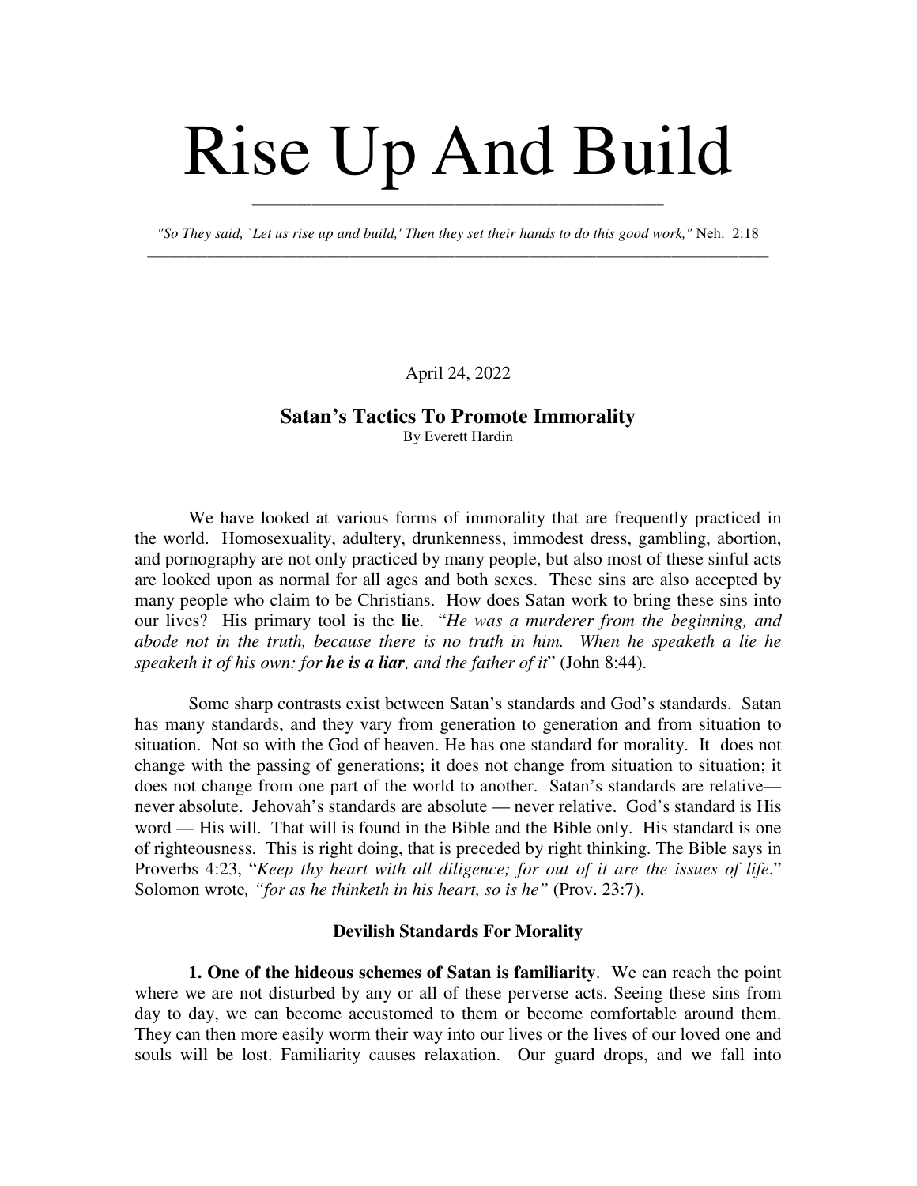# Rise Up And Build

*"So They said, `Let us rise up and build,' Then they set their hands to do this good work,"* Neh. 2:18

April 24, 2022

## Satan's Tactics To Promote Immorality

By Everett Hardin

We have looked at various forms of immorality that are frequently practiced in the world. Homosexuality, adultery, drunkenness, immodest dress, gambling, abortion, and pornography are not only practiced by many people, but also most of these sinful acts are looked upon as normal for all ages and both sexes. These sins are also accepted by many people who claim to be Christians. How does Satan work to bring these sins into our lives? His primary tool is the **lie**. "*He was a murderer from the beginning, and abode not in the truth, because there is no truth in him. When he speaketh a lie he speaketh it of his own: for **he is a liar**, and the father of it*" (John 8:44).

Some sharp contrasts exist between Satan's standards and God's standards. Satan has many standards, and they vary from generation to generation and from situation to situation. Not so with the God of heaven. He has one standard for morality. It does not change with the passing of generations; it does not change from situation to situation; it does not change from one part of the world to another. Satan's standards are relative—never absolute. Jehovah's standards are absolute — never relative. God's standard is His word — His will. That will is found in the Bible and the Bible only. His standard is one of righteousness. This is right doing, that is preceded by right thinking. The Bible says in Proverbs 4:23, "*Keep thy heart with all diligence; for out of it are the issues of life*." Solomon wrote*, "for as he thinketh in his heart, so is he"* (Prov. 23:7).

### Devilish Standards For Morality

**1. One of the hideous schemes of Satan is familiarity**. We can reach the point where we are not disturbed by any or all of these perverse acts. Seeing these sins from day to day, we can become accustomed to them or become comfortable around them. They can then more easily worm their way into our lives or the lives of our loved one and souls will be lost. Familiarity causes relaxation. Our guard drops, and we fall into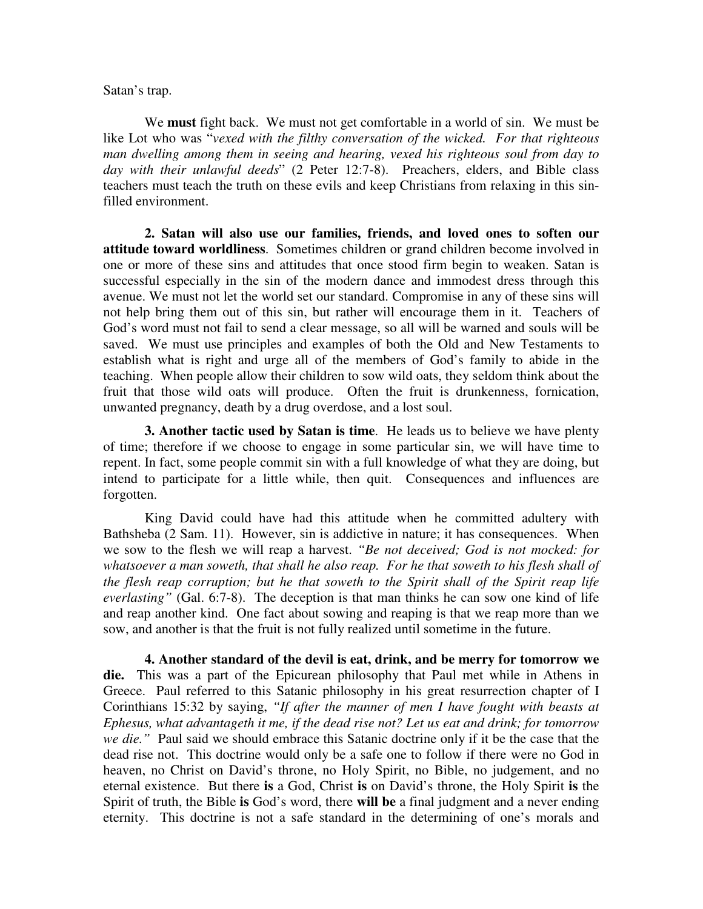Satan's trap.

We **must** fight back. We must not get comfortable in a world of sin. We must be like Lot who was "*vexed with the filthy conversation of the wicked. For that righteous man dwelling among them in seeing and hearing, vexed his righteous soul from day to day with their unlawful deeds*" (2 Peter 12:7-8). Preachers, elders, and Bible class teachers must teach the truth on these evils and keep Christians from relaxing in this sin-filled environment.

**2. Satan will also use our families, friends, and loved ones to soften our attitude toward worldliness**. Sometimes children or grand children become involved in one or more of these sins and attitudes that once stood firm begin to weaken. Satan is successful especially in the sin of the modern dance and immodest dress through this avenue. We must not let the world set our standard. Compromise in any of these sins will not help bring them out of this sin, but rather will encourage them in it. Teachers of God's word must not fail to send a clear message, so all will be warned and souls will be saved. We must use principles and examples of both the Old and New Testaments to establish what is right and urge all of the members of God's family to abide in the teaching. When people allow their children to sow wild oats, they seldom think about the fruit that those wild oats will produce. Often the fruit is drunkenness, fornication, unwanted pregnancy, death by a drug overdose, and a lost soul.

**3. Another tactic used by Satan is time**. He leads us to believe we have plenty of time; therefore if we choose to engage in some particular sin, we will have time to repent. In fact, some people commit sin with a full knowledge of what they are doing, but intend to participate for a little while, then quit. Consequences and influences are forgotten.

King David could have had this attitude when he committed adultery with Bathsheba (2 Sam. 11). However, sin is addictive in nature; it has consequences. When we sow to the flesh we will reap a harvest. *"Be not deceived; God is not mocked: for whatsoever a man soweth, that shall he also reap. For he that soweth to his flesh shall of the flesh reap corruption; but he that soweth to the Spirit shall of the Spirit reap life everlasting"* (Gal. 6:7-8). The deception is that man thinks he can sow one kind of life and reap another kind. One fact about sowing and reaping is that we reap more than we sow, and another is that the fruit is not fully realized until sometime in the future.

**4. Another standard of the devil is eat, drink, and be merry for tomorrow we die.** This was a part of the Epicurean philosophy that Paul met while in Athens in Greece. Paul referred to this Satanic philosophy in his great resurrection chapter of I Corinthians 15:32 by saying, *"If after the manner of men I have fought with beasts at Ephesus, what advantageth it me, if the dead rise not? Let us eat and drink; for tomorrow we die."* Paul said we should embrace this Satanic doctrine only if it be the case that the dead rise not. This doctrine would only be a safe one to follow if there were no God in heaven, no Christ on David's throne, no Holy Spirit, no Bible, no judgement, and no eternal existence. But there **is** a God, Christ **is** on David's throne, the Holy Spirit **is** the Spirit of truth, the Bible **is** God's word, there **will be** a final judgment and a never ending eternity. This doctrine is not a safe standard in the determining of one's morals and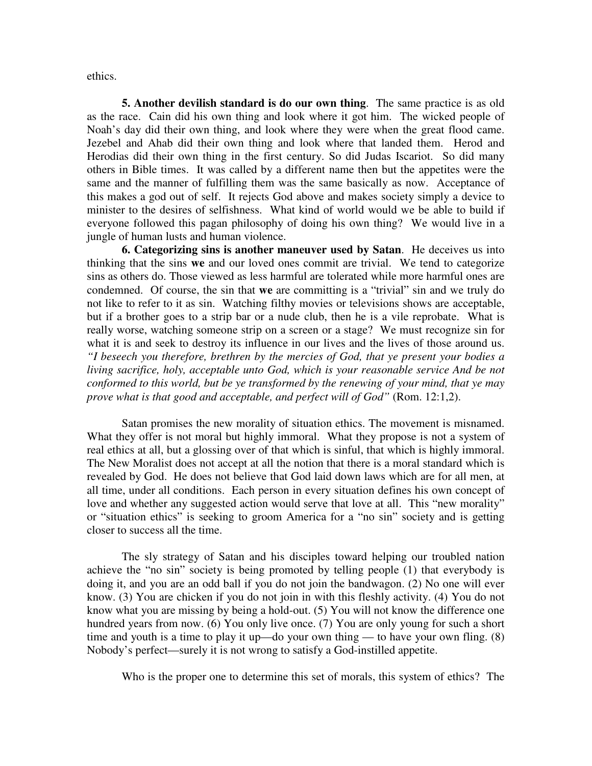ethics.

**5. Another devilish standard is do our own thing**. The same practice is as old as the race. Cain did his own thing and look where it got him. The wicked people of Noah's day did their own thing, and look where they were when the great flood came. Jezebel and Ahab did their own thing and look where that landed them. Herod and Herodias did their own thing in the first century. So did Judas Iscariot. So did many others in Bible times. It was called by a different name then but the appetites were the same and the manner of fulfilling them was the same basically as now. Acceptance of this makes a god out of self. It rejects God above and makes society simply a device to minister to the desires of selfishness. What kind of world would we be able to build if everyone followed this pagan philosophy of doing his own thing? We would live in a jungle of human lusts and human violence.

**6. Categorizing sins is another maneuver used by Satan**. He deceives us into thinking that the sins **we** and our loved ones commit are trivial. We tend to categorize sins as others do. Those viewed as less harmful are tolerated while more harmful ones are condemned. Of course, the sin that **we** are committing is a "trivial" sin and we truly do not like to refer to it as sin. Watching filthy movies or televisions shows are acceptable, but if a brother goes to a strip bar or a nude club, then he is a vile reprobate. What is really worse, watching someone strip on a screen or a stage? We must recognize sin for what it is and seek to destroy its influence in our lives and the lives of those around us. *"I beseech you therefore, brethren by the mercies of God, that ye present your bodies a living sacrifice, holy, acceptable unto God, which is your reasonable service And be not conformed to this world, but be ye transformed by the renewing of your mind, that ye may prove what is that good and acceptable, and perfect will of God"* (Rom. 12:1,2).

Satan promises the new morality of situation ethics. The movement is misnamed. What they offer is not moral but highly immoral. What they propose is not a system of real ethics at all, but a glossing over of that which is sinful, that which is highly immoral. The New Moralist does not accept at all the notion that there is a moral standard which is revealed by God. He does not believe that God laid down laws which are for all men, at all time, under all conditions. Each person in every situation defines his own concept of love and whether any suggested action would serve that love at all. This "new morality" or "situation ethics" is seeking to groom America for a "no sin" society and is getting closer to success all the time.

The sly strategy of Satan and his disciples toward helping our troubled nation achieve the "no sin" society is being promoted by telling people (1) that everybody is doing it, and you are an odd ball if you do not join the bandwagon. (2) No one will ever know. (3) You are chicken if you do not join in with this fleshly activity. (4) You do not know what you are missing by being a hold-out. (5) You will not know the difference one hundred years from now. (6) You only live once. (7) You are only young for such a short time and youth is a time to play it up—do your own thing — to have your own fling. (8) Nobody's perfect—surely it is not wrong to satisfy a God-instilled appetite.

Who is the proper one to determine this set of morals, this system of ethics? The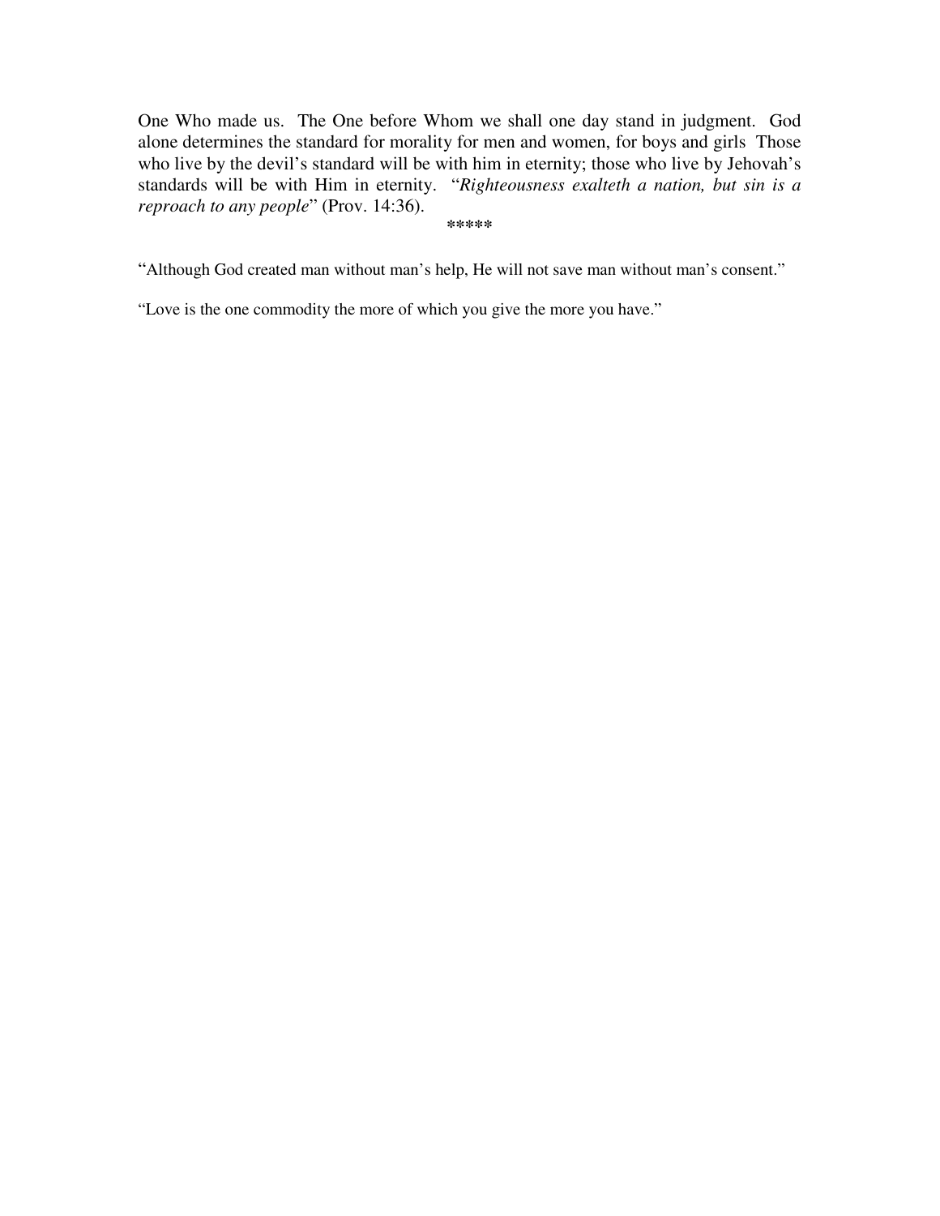One Who made us. The One before Whom we shall one day stand in judgment. God alone determines the standard for morality for men and women, for boys and girls Those who live by the devil's standard will be with him in eternity; those who live by Jehovah's standards will be with Him in eternity. "*Righteousness exalteth a nation, but sin is a reproach to any people*" (Prov. 14:36).

*****

"Although God created man without man's help, He will not save man without man's consent."

"Love is the one commodity the more of which you give the more you have."